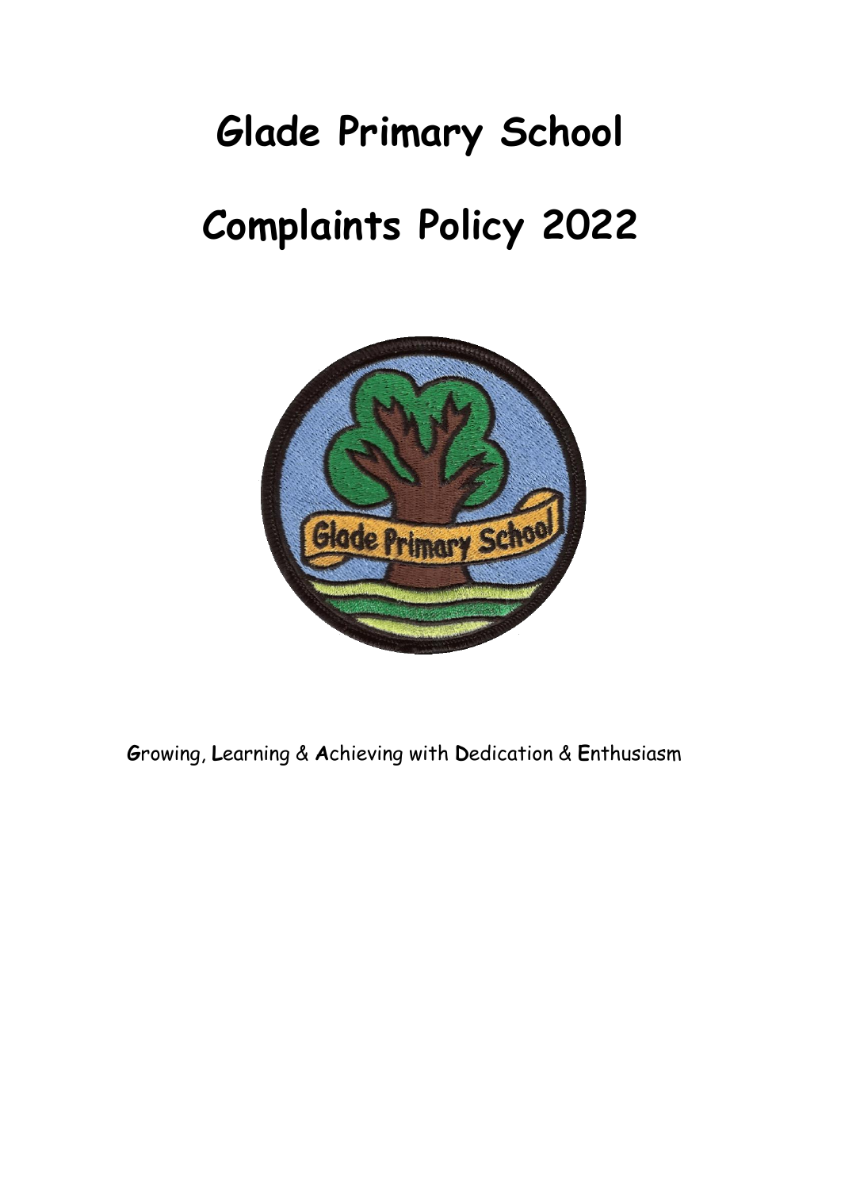# Glade Primary School

# Complaints Policy 2022

**G**rowing, **L**earning & **A**chieving with **D**edication & **E**nthusiasm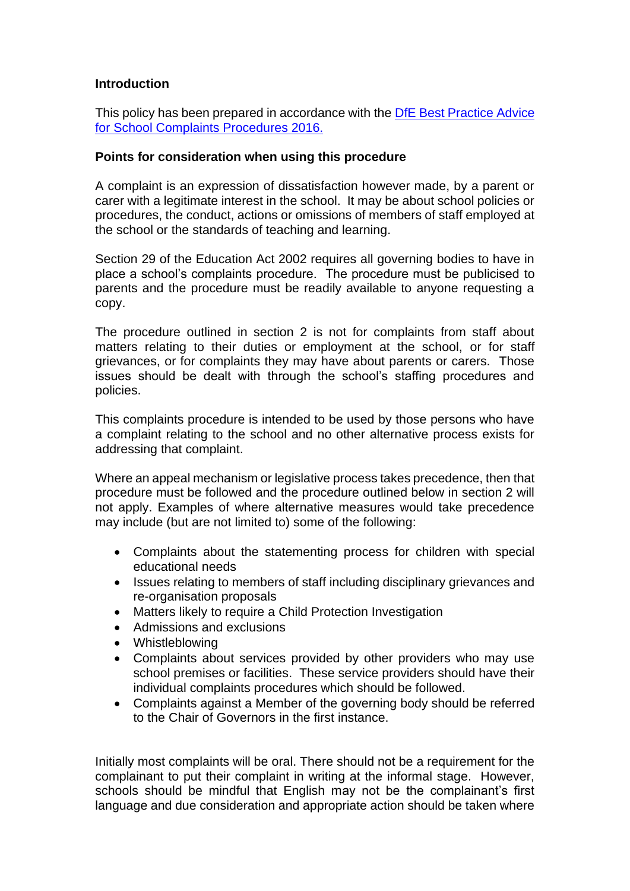**Introduction**

This policy has been prepared in accordance with the [DfE Best Practice Advice for School Complaints Procedures 2016.]()

**Points for consideration when using this procedure**

A complaint is an expression of dissatisfaction however made, by a parent or carer with a legitimate interest in the school. It may be about school policies or procedures, the conduct, actions or omissions of members of staff employed at the school or the standards of teaching and learning.

Section 29 of the Education Act 2002 requires all governing bodies to have in place a school's complaints procedure. The procedure must be publicised to parents and the procedure must be readily available to anyone requesting a copy.

The procedure outlined in section 2 is not for complaints from staff about matters relating to their duties or employment at the school, or for staff grievances, or for complaints they may have about parents or carers. Those issues should be dealt with through the school's staffing procedures and policies.

This complaints procedure is intended to be used by those persons who have a complaint relating to the school and no other alternative process exists for addressing that complaint.

Where an appeal mechanism or legislative process takes precedence, then that procedure must be followed and the procedure outlined below in section 2 will not apply. Examples of where alternative measures would take precedence may include (but are not limited to) some of the following:

- Complaints about the statementing process for children with special educational needs
- Issues relating to members of staff including disciplinary grievances and re-organisation proposals
- Matters likely to require a Child Protection Investigation
- Admissions and exclusions
- Whistleblowing
- Complaints about services provided by other providers who may use school premises or facilities. These service providers should have their individual complaints procedures which should be followed.
- Complaints against a Member of the governing body should be referred to the Chair of Governors in the first instance.

Initially most complaints will be oral. There should not be a requirement for the complainant to put their complaint in writing at the informal stage. However, schools should be mindful that English may not be the complainant's first language and due consideration and appropriate action should be taken where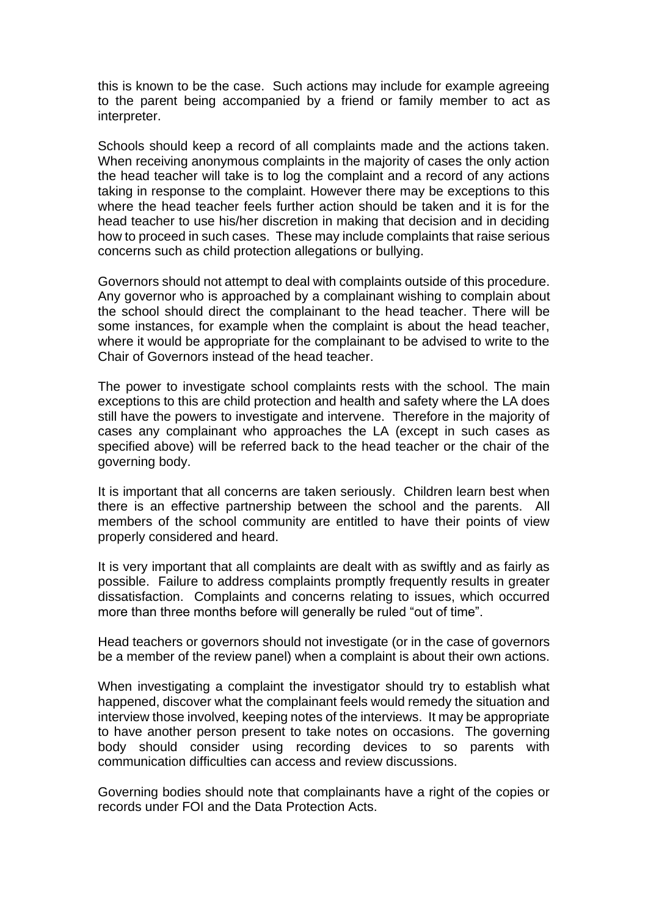this is known to be the case. Such actions may include for example agreeing to the parent being accompanied by a friend or family member to act as interpreter.

Schools should keep a record of all complaints made and the actions taken. When receiving anonymous complaints in the majority of cases the only action the head teacher will take is to log the complaint and a record of any actions taking in response to the complaint. However there may be exceptions to this where the head teacher feels further action should be taken and it is for the head teacher to use his/her discretion in making that decision and in deciding how to proceed in such cases. These may include complaints that raise serious concerns such as child protection allegations or bullying.

Governors should not attempt to deal with complaints outside of this procedure. Any governor who is approached by a complainant wishing to complain about the school should direct the complainant to the head teacher. There will be some instances, for example when the complaint is about the head teacher, where it would be appropriate for the complainant to be advised to write to the Chair of Governors instead of the head teacher.

The power to investigate school complaints rests with the school. The main exceptions to this are child protection and health and safety where the LA does still have the powers to investigate and intervene. Therefore in the majority of cases any complainant who approaches the LA (except in such cases as specified above) will be referred back to the head teacher or the chair of the governing body.

It is important that all concerns are taken seriously. Children learn best when there is an effective partnership between the school and the parents. All members of the school community are entitled to have their points of view properly considered and heard.

It is very important that all complaints are dealt with as swiftly and as fairly as possible. Failure to address complaints promptly frequently results in greater dissatisfaction. Complaints and concerns relating to issues, which occurred more than three months before will generally be ruled "out of time".

Head teachers or governors should not investigate (or in the case of governors be a member of the review panel) when a complaint is about their own actions.

When investigating a complaint the investigator should try to establish what happened, discover what the complainant feels would remedy the situation and interview those involved, keeping notes of the interviews. It may be appropriate to have another person present to take notes on occasions. The governing body should consider using recording devices to so parents with communication difficulties can access and review discussions.

Governing bodies should note that complainants have a right of the copies or records under FOI and the Data Protection Acts.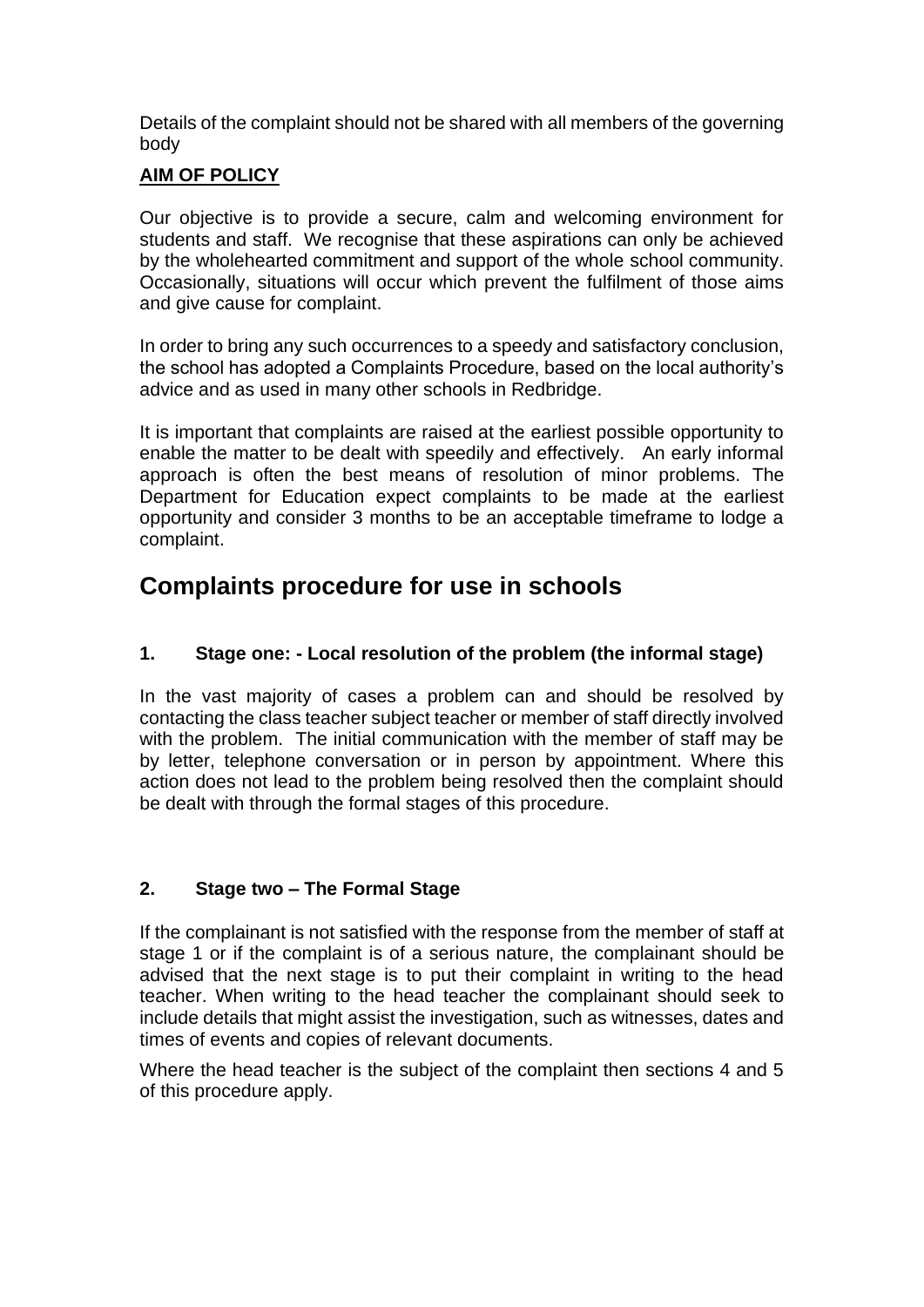Details of the complaint should not be shared with all members of the governing body

**AIM OF POLICY**

Our objective is to provide a secure, calm and welcoming environment for students and staff. We recognise that these aspirations can only be achieved by the wholehearted commitment and support of the whole school community. Occasionally, situations will occur which prevent the fulfilment of those aims and give cause for complaint.

In order to bring any such occurrences to a speedy and satisfactory conclusion, the school has adopted a Complaints Procedure, based on the local authority's advice and as used in many other schools in Redbridge.

It is important that complaints are raised at the earliest possible opportunity to enable the matter to be dealt with speedily and effectively. An early informal approach is often the best means of resolution of minor problems. The Department for Education expect complaints to be made at the earliest opportunity and consider 3 months to be an acceptable timeframe to lodge a complaint.

# Complaints procedure for use in schools

### 1. Stage one: - Local resolution of the problem (the informal stage)

In the vast majority of cases a problem can and should be resolved by contacting the class teacher subject teacher or member of staff directly involved with the problem. The initial communication with the member of staff may be by letter, telephone conversation or in person by appointment. Where this action does not lead to the problem being resolved then the complaint should be dealt with through the formal stages of this procedure.

### 2. Stage two – The Formal Stage

If the complainant is not satisfied with the response from the member of staff at stage 1 or if the complaint is of a serious nature, the complainant should be advised that the next stage is to put their complaint in writing to the head teacher. When writing to the head teacher the complainant should seek to include details that might assist the investigation, such as witnesses, dates and times of events and copies of relevant documents.

Where the head teacher is the subject of the complaint then sections 4 and 5 of this procedure apply.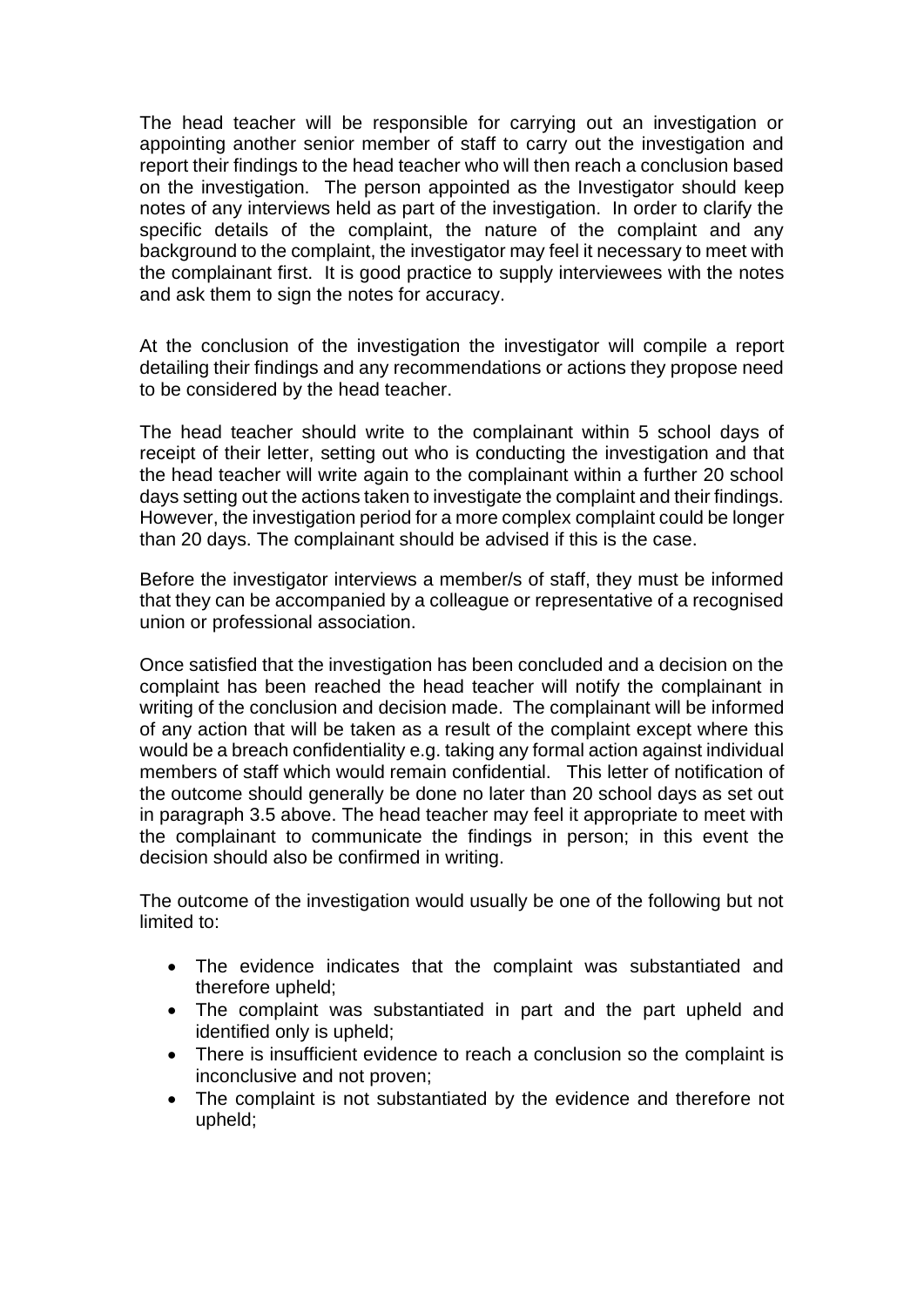The head teacher will be responsible for carrying out an investigation or appointing another senior member of staff to carry out the investigation and report their findings to the head teacher who will then reach a conclusion based on the investigation. The person appointed as the Investigator should keep notes of any interviews held as part of the investigation. In order to clarify the specific details of the complaint, the nature of the complaint and any background to the complaint, the investigator may feel it necessary to meet with the complainant first. It is good practice to supply interviewees with the notes and ask them to sign the notes for accuracy.

At the conclusion of the investigation the investigator will compile a report detailing their findings and any recommendations or actions they propose need to be considered by the head teacher.

The head teacher should write to the complainant within 5 school days of receipt of their letter, setting out who is conducting the investigation and that the head teacher will write again to the complainant within a further 20 school days setting out the actions taken to investigate the complaint and their findings. However, the investigation period for a more complex complaint could be longer than 20 days. The complainant should be advised if this is the case.

Before the investigator interviews a member/s of staff, they must be informed that they can be accompanied by a colleague or representative of a recognised union or professional association.

Once satisfied that the investigation has been concluded and a decision on the complaint has been reached the head teacher will notify the complainant in writing of the conclusion and decision made. The complainant will be informed of any action that will be taken as a result of the complaint except where this would be a breach confidentiality e.g. taking any formal action against individual members of staff which would remain confidential. This letter of notification of the outcome should generally be done no later than 20 school days as set out in paragraph 3.5 above. The head teacher may feel it appropriate to meet with the complainant to communicate the findings in person; in this event the decision should also be confirmed in writing.

The outcome of the investigation would usually be one of the following but not limited to:

- The evidence indicates that the complaint was substantiated and therefore upheld;
- The complaint was substantiated in part and the part upheld and identified only is upheld;
- There is insufficient evidence to reach a conclusion so the complaint is inconclusive and not proven;
- The complaint is not substantiated by the evidence and therefore not upheld;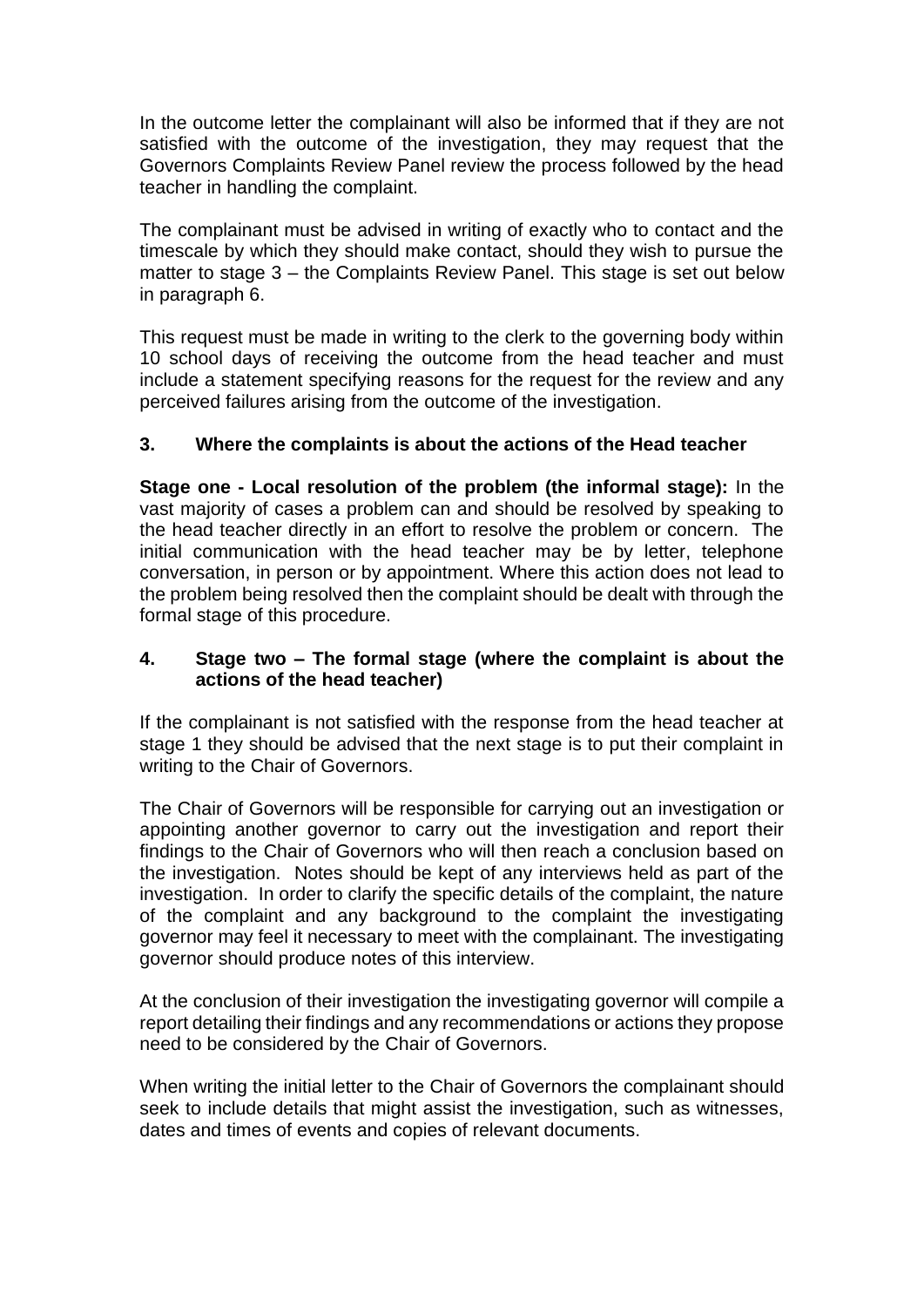In the outcome letter the complainant will also be informed that if they are not satisfied with the outcome of the investigation, they may request that the Governors Complaints Review Panel review the process followed by the head teacher in handling the complaint.

The complainant must be advised in writing of exactly who to contact and the timescale by which they should make contact, should they wish to pursue the matter to stage 3 – the Complaints Review Panel. This stage is set out below in paragraph 6.

This request must be made in writing to the clerk to the governing body within 10 school days of receiving the outcome from the head teacher and must include a statement specifying reasons for the request for the review and any perceived failures arising from the outcome of the investigation.

### 3. Where the complaints is about the actions of the Head teacher

**Stage one - Local resolution of the problem (the informal stage):** In the vast majority of cases a problem can and should be resolved by speaking to the head teacher directly in an effort to resolve the problem or concern. The initial communication with the head teacher may be by letter, telephone conversation, in person or by appointment. Where this action does not lead to the problem being resolved then the complaint should be dealt with through the formal stage of this procedure.

### 4. Stage two – The formal stage (where the complaint is about the actions of the head teacher)

If the complainant is not satisfied with the response from the head teacher at stage 1 they should be advised that the next stage is to put their complaint in writing to the Chair of Governors.

The Chair of Governors will be responsible for carrying out an investigation or appointing another governor to carry out the investigation and report their findings to the Chair of Governors who will then reach a conclusion based on the investigation. Notes should be kept of any interviews held as part of the investigation. In order to clarify the specific details of the complaint, the nature of the complaint and any background to the complaint the investigating governor may feel it necessary to meet with the complainant. The investigating governor should produce notes of this interview.

At the conclusion of their investigation the investigating governor will compile a report detailing their findings and any recommendations or actions they propose need to be considered by the Chair of Governors.

When writing the initial letter to the Chair of Governors the complainant should seek to include details that might assist the investigation, such as witnesses, dates and times of events and copies of relevant documents.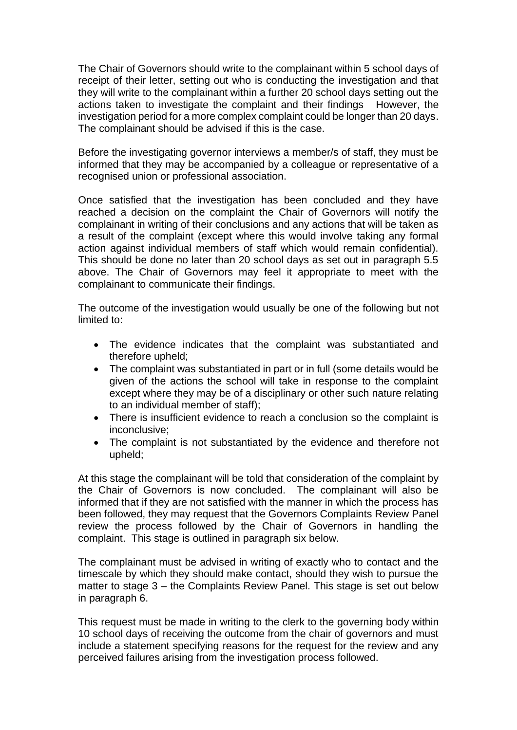The Chair of Governors should write to the complainant within 5 school days of receipt of their letter, setting out who is conducting the investigation and that they will write to the complainant within a further 20 school days setting out the actions taken to investigate the complaint and their findings However, the investigation period for a more complex complaint could be longer than 20 days. The complainant should be advised if this is the case.

Before the investigating governor interviews a member/s of staff, they must be informed that they may be accompanied by a colleague or representative of a recognised union or professional association.

Once satisfied that the investigation has been concluded and they have reached a decision on the complaint the Chair of Governors will notify the complainant in writing of their conclusions and any actions that will be taken as a result of the complaint (except where this would involve taking any formal action against individual members of staff which would remain confidential). This should be done no later than 20 school days as set out in paragraph 5.5 above. The Chair of Governors may feel it appropriate to meet with the complainant to communicate their findings.

The outcome of the investigation would usually be one of the following but not limited to:

- The evidence indicates that the complaint was substantiated and therefore upheld;
- The complaint was substantiated in part or in full (some details would be given of the actions the school will take in response to the complaint except where they may be of a disciplinary or other such nature relating to an individual member of staff);
- There is insufficient evidence to reach a conclusion so the complaint is inconclusive;
- The complaint is not substantiated by the evidence and therefore not upheld;

At this stage the complainant will be told that consideration of the complaint by the Chair of Governors is now concluded. The complainant will also be informed that if they are not satisfied with the manner in which the process has been followed, they may request that the Governors Complaints Review Panel review the process followed by the Chair of Governors in handling the complaint. This stage is outlined in paragraph six below.

The complainant must be advised in writing of exactly who to contact and the timescale by which they should make contact, should they wish to pursue the matter to stage 3 – the Complaints Review Panel. This stage is set out below in paragraph 6.

This request must be made in writing to the clerk to the governing body within 10 school days of receiving the outcome from the chair of governors and must include a statement specifying reasons for the request for the review and any perceived failures arising from the investigation process followed.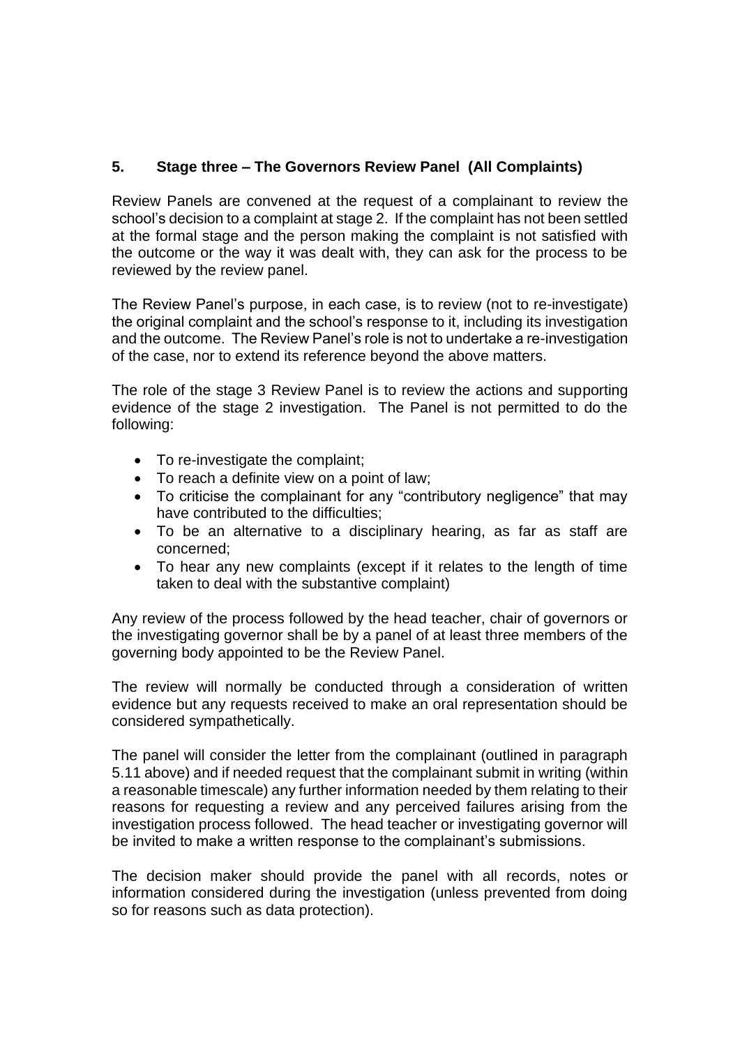## 5. Stage three – The Governors Review Panel (All Complaints)

Review Panels are convened at the request of a complainant to review the school's decision to a complaint at stage 2. If the complaint has not been settled at the formal stage and the person making the complaint is not satisfied with the outcome or the way it was dealt with, they can ask for the process to be reviewed by the review panel.

The Review Panel's purpose, in each case, is to review (not to re-investigate) the original complaint and the school's response to it, including its investigation and the outcome. The Review Panel's role is not to undertake a re-investigation of the case, nor to extend its reference beyond the above matters.

The role of the stage 3 Review Panel is to review the actions and supporting evidence of the stage 2 investigation. The Panel is not permitted to do the following:

- To re-investigate the complaint;
- To reach a definite view on a point of law;
- To criticise the complainant for any "contributory negligence" that may have contributed to the difficulties;
- To be an alternative to a disciplinary hearing, as far as staff are concerned;
- To hear any new complaints (except if it relates to the length of time taken to deal with the substantive complaint)

Any review of the process followed by the head teacher, chair of governors or the investigating governor shall be by a panel of at least three members of the governing body appointed to be the Review Panel.

The review will normally be conducted through a consideration of written evidence but any requests received to make an oral representation should be considered sympathetically.

The panel will consider the letter from the complainant (outlined in paragraph 5.11 above) and if needed request that the complainant submit in writing (within a reasonable timescale) any further information needed by them relating to their reasons for requesting a review and any perceived failures arising from the investigation process followed. The head teacher or investigating governor will be invited to make a written response to the complainant's submissions.

The decision maker should provide the panel with all records, notes or information considered during the investigation (unless prevented from doing so for reasons such as data protection).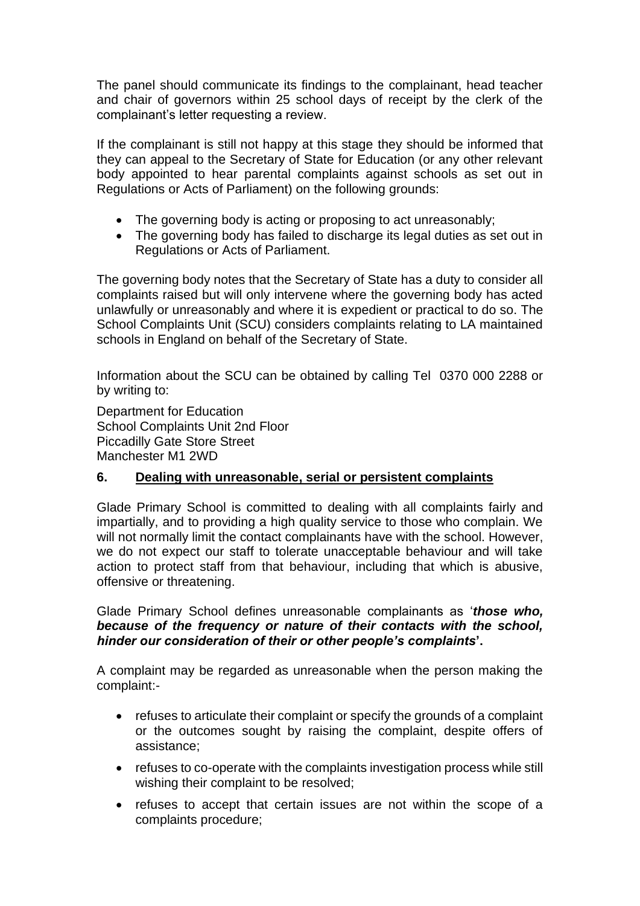The panel should communicate its findings to the complainant, head teacher and chair of governors within 25 school days of receipt by the clerk of the complainant's letter requesting a review.

If the complainant is still not happy at this stage they should be informed that they can appeal to the Secretary of State for Education (or any other relevant body appointed to hear parental complaints against schools as set out in Regulations or Acts of Parliament) on the following grounds:

- The governing body is acting or proposing to act unreasonably;
- The governing body has failed to discharge its legal duties as set out in Regulations or Acts of Parliament.

The governing body notes that the Secretary of State has a duty to consider all complaints raised but will only intervene where the governing body has acted unlawfully or unreasonably and where it is expedient or practical to do so. The School Complaints Unit (SCU) considers complaints relating to LA maintained schools in England on behalf of the Secretary of State.

Information about the SCU can be obtained by calling Tel 0370 000 2288 or by writing to:

Department for Education
School Complaints Unit 2nd Floor
Piccadilly Gate Store Street
Manchester M1 2WD

## 6. Dealing with unreasonable, serial or persistent complaints

Glade Primary School is committed to dealing with all complaints fairly and impartially, and to providing a high quality service to those who complain. We will not normally limit the contact complainants have with the school. However, we do not expect our staff to tolerate unacceptable behaviour and will take action to protect staff from that behaviour, including that which is abusive, offensive or threatening.

Glade Primary School defines unreasonable complainants as '***those who, because of the frequency or nature of their contacts with the school, hinder our consideration of their or other people's complaints*'.**

A complaint may be regarded as unreasonable when the person making the complaint:-

- refuses to articulate their complaint or specify the grounds of a complaint or the outcomes sought by raising the complaint, despite offers of assistance;
- refuses to co-operate with the complaints investigation process while still wishing their complaint to be resolved;
- refuses to accept that certain issues are not within the scope of a complaints procedure;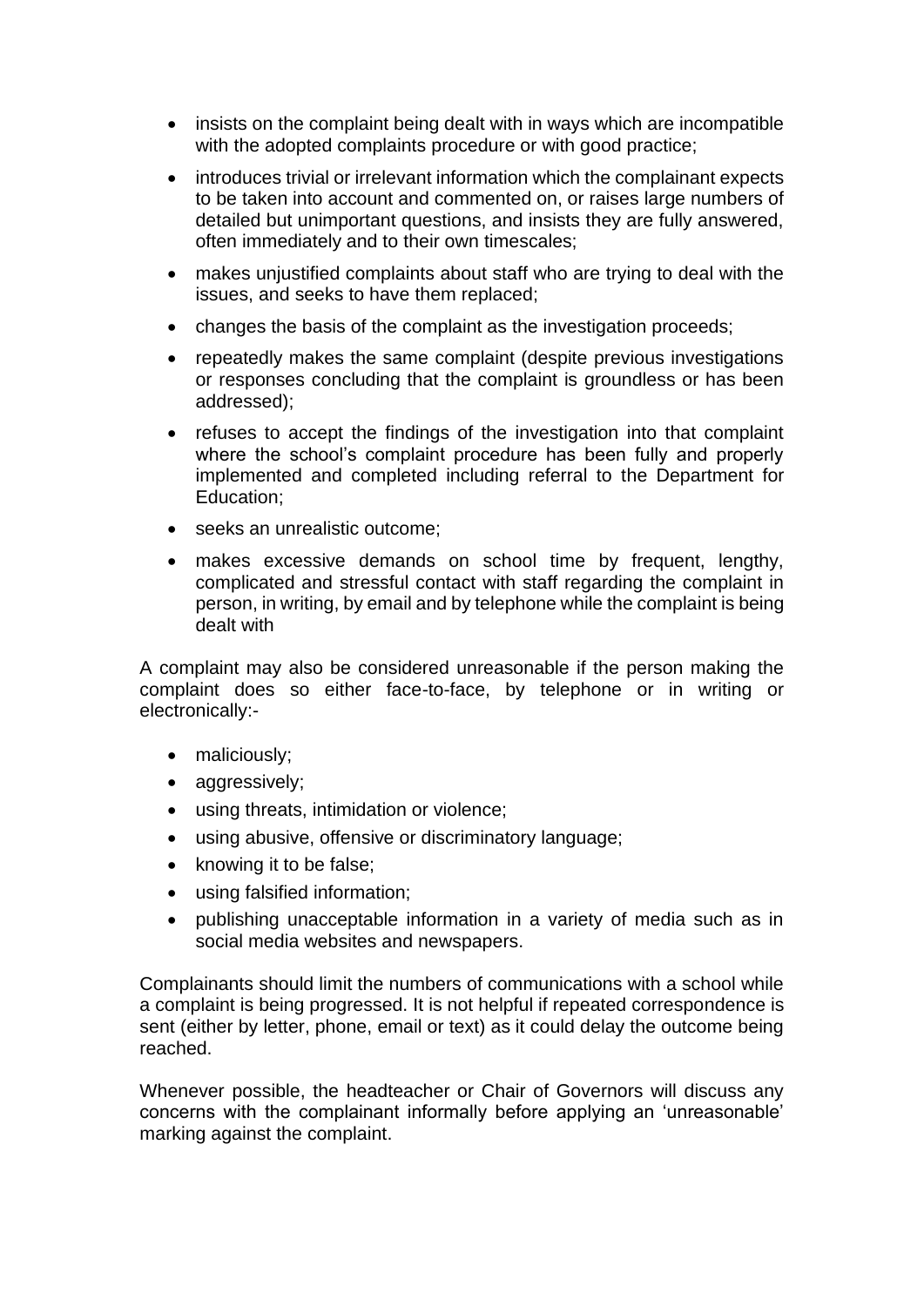- insists on the complaint being dealt with in ways which are incompatible with the adopted complaints procedure or with good practice;
- introduces trivial or irrelevant information which the complainant expects to be taken into account and commented on, or raises large numbers of detailed but unimportant questions, and insists they are fully answered, often immediately and to their own timescales;
- makes unjustified complaints about staff who are trying to deal with the issues, and seeks to have them replaced;
- changes the basis of the complaint as the investigation proceeds;
- repeatedly makes the same complaint (despite previous investigations or responses concluding that the complaint is groundless or has been addressed);
- refuses to accept the findings of the investigation into that complaint where the school's complaint procedure has been fully and properly implemented and completed including referral to the Department for Education;
- seeks an unrealistic outcome;
- makes excessive demands on school time by frequent, lengthy, complicated and stressful contact with staff regarding the complaint in person, in writing, by email and by telephone while the complaint is being dealt with

A complaint may also be considered unreasonable if the person making the complaint does so either face-to-face, by telephone or in writing or electronically:-

- maliciously;
- aggressively;
- using threats, intimidation or violence;
- using abusive, offensive or discriminatory language;
- knowing it to be false;
- using falsified information;
- publishing unacceptable information in a variety of media such as in social media websites and newspapers.

Complainants should limit the numbers of communications with a school while a complaint is being progressed. It is not helpful if repeated correspondence is sent (either by letter, phone, email or text) as it could delay the outcome being reached.

Whenever possible, the headteacher or Chair of Governors will discuss any concerns with the complainant informally before applying an 'unreasonable' marking against the complaint.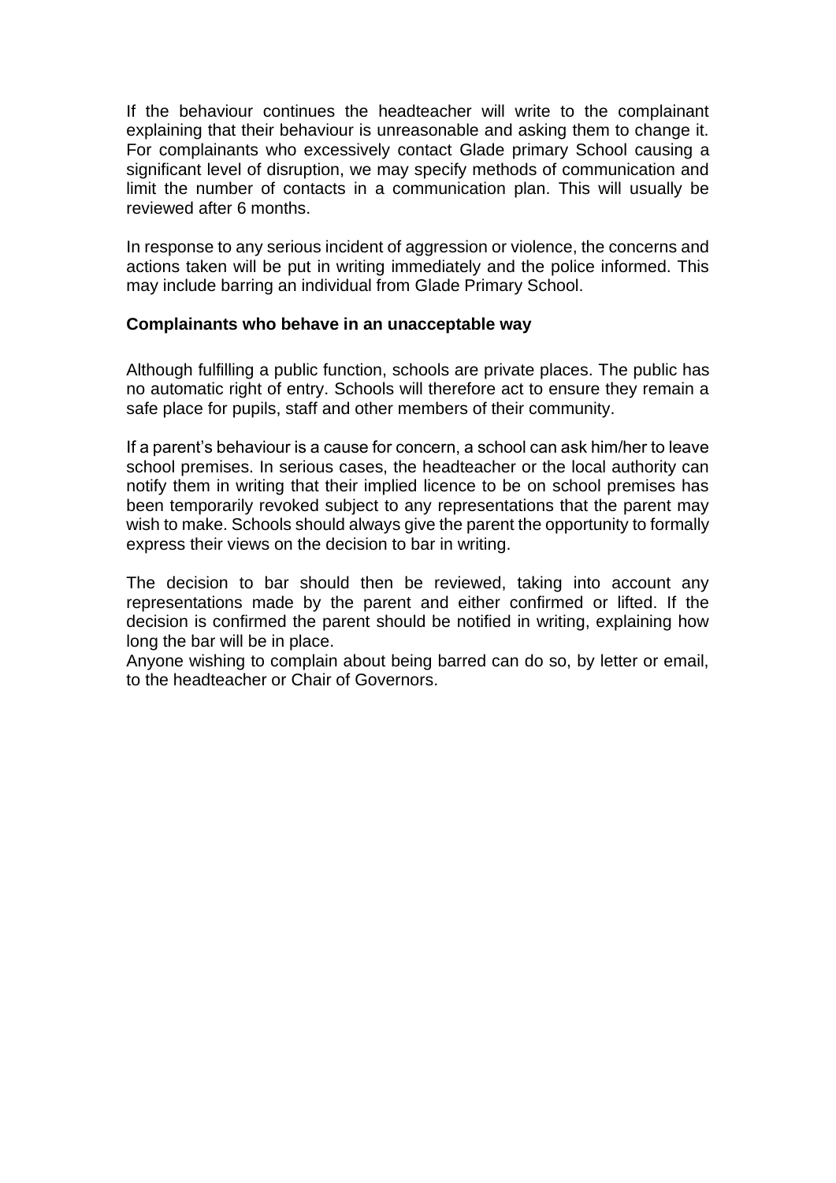If the behaviour continues the headteacher will write to the complainant explaining that their behaviour is unreasonable and asking them to change it. For complainants who excessively contact Glade primary School causing a significant level of disruption, we may specify methods of communication and limit the number of contacts in a communication plan. This will usually be reviewed after 6 months.

In response to any serious incident of aggression or violence, the concerns and actions taken will be put in writing immediately and the police informed. This may include barring an individual from Glade Primary School.

**Complainants who behave in an unacceptable way**

Although fulfilling a public function, schools are private places. The public has no automatic right of entry. Schools will therefore act to ensure they remain a safe place for pupils, staff and other members of their community.

If a parent's behaviour is a cause for concern, a school can ask him/her to leave school premises. In serious cases, the headteacher or the local authority can notify them in writing that their implied licence to be on school premises has been temporarily revoked subject to any representations that the parent may wish to make. Schools should always give the parent the opportunity to formally express their views on the decision to bar in writing.

The decision to bar should then be reviewed, taking into account any representations made by the parent and either confirmed or lifted. If the decision is confirmed the parent should be notified in writing, explaining how long the bar will be in place.
Anyone wishing to complain about being barred can do so, by letter or email, to the headteacher or Chair of Governors.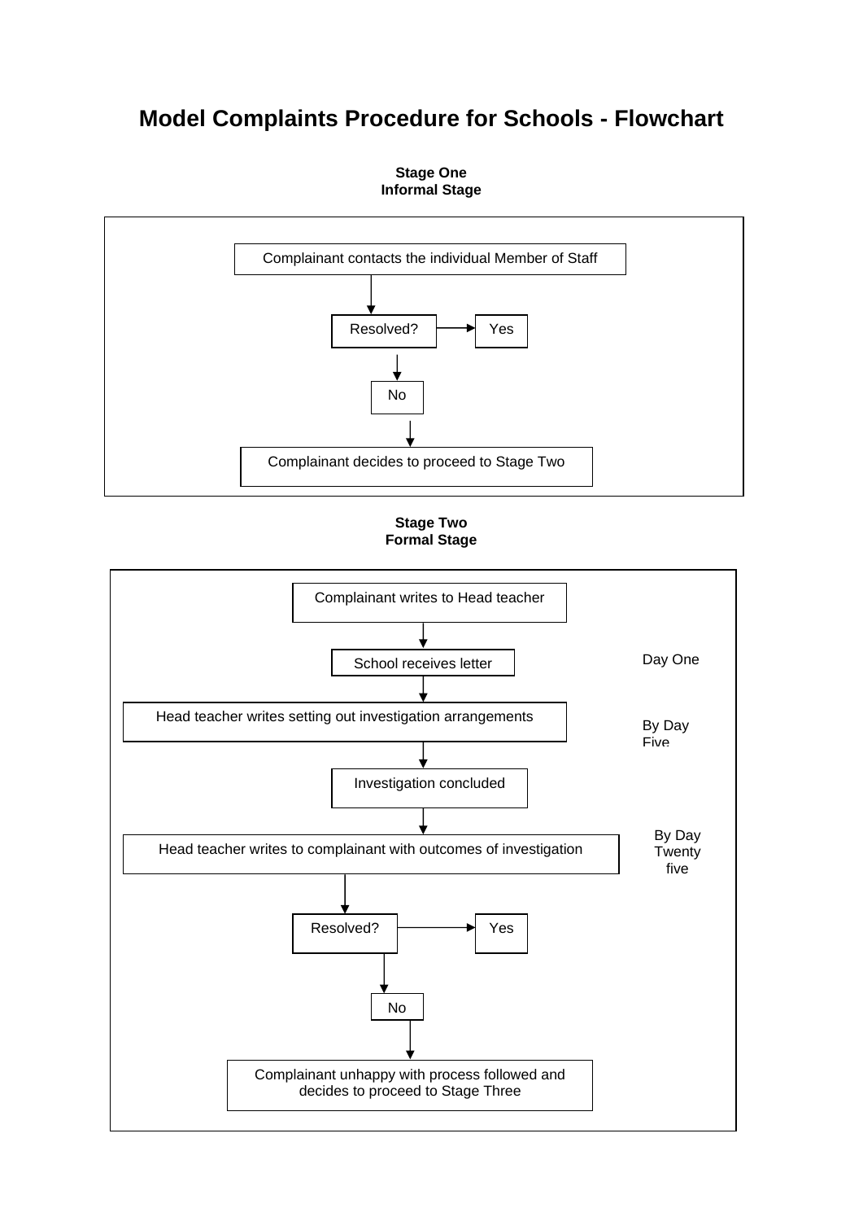# Model Complaints Procedure for Schools - Flowchart

**Stage One**
**Informal Stage**

Complainant contacts the individual Member of Staff

↓

Resolved? → Yes

↓

No

↓

Complainant decides to proceed to Stage Two

**Stage Two**
**Formal Stage**

Complainant writes to Head teacher

↓

School receives letter — Day One

↓

Head teacher writes setting out investigation arrangements — By Day Five

↓

Investigation concluded

↓

Head teacher writes to complainant with outcomes of investigation — By Day Twenty five

↓

Resolved? → Yes

↓

No

↓

Complainant unhappy with process followed and decides to proceed to Stage Three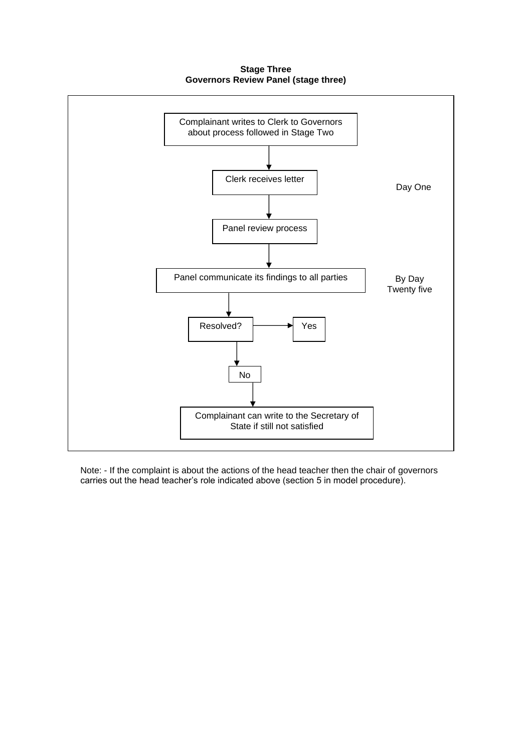**Stage Three**
**Governors Review Panel (stage three)**

Complainant writes to Clerk to Governors about process followed in Stage Two

↓

Clerk receives letter — Day One

↓

Panel review process

↓

Panel communicate its findings to all parties — By Day Twenty five

↓

Resolved? → Yes

↓

No

↓

Complainant can write to the Secretary of State if still not satisfied

Note: - If the complaint is about the actions of the head teacher then the chair of governors carries out the head teacher's role indicated above (section 5 in model procedure).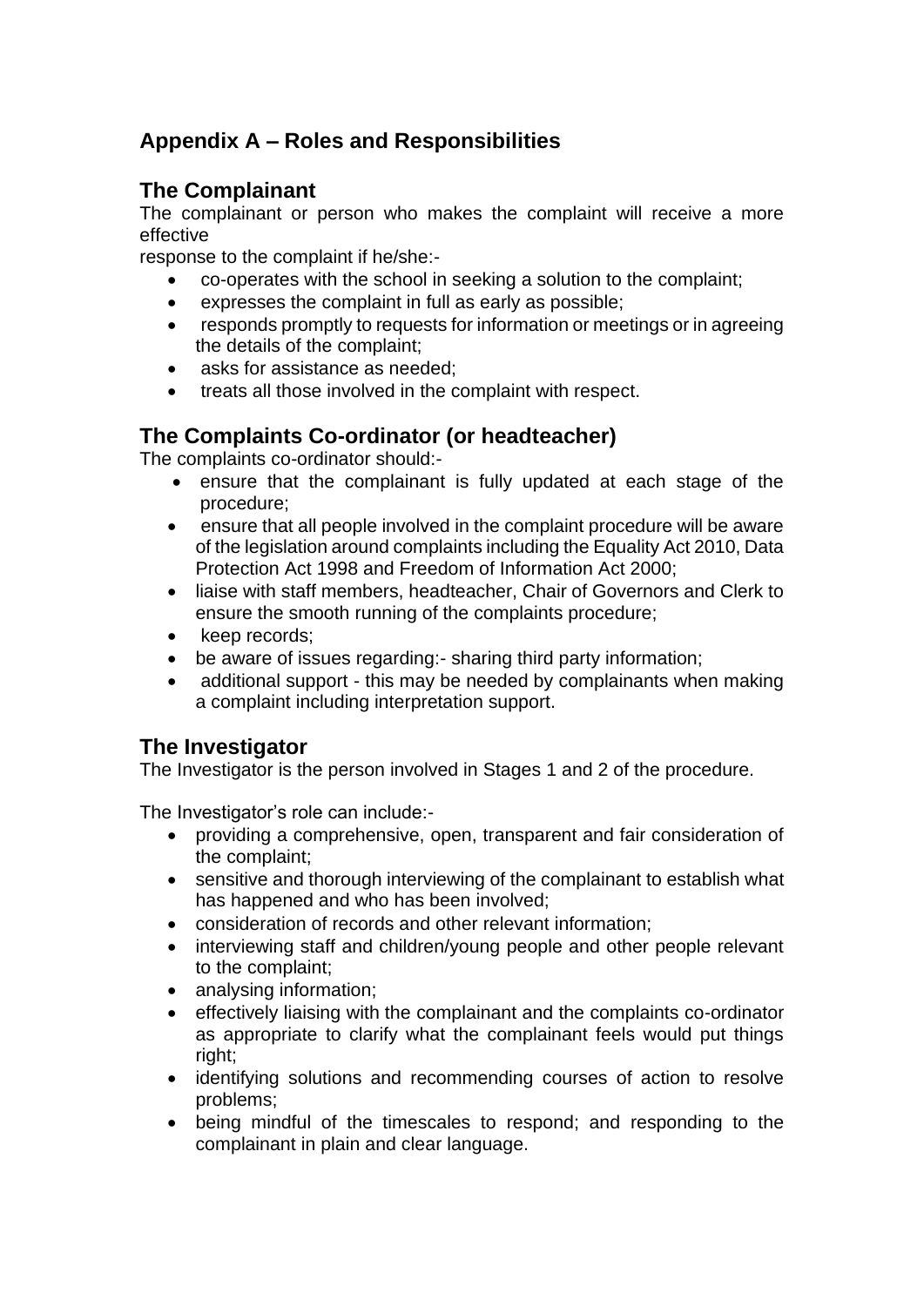## Appendix A – Roles and Responsibilities

### The Complainant

The complainant or person who makes the complaint will receive a more effective response to the complaint if he/she:-

- co-operates with the school in seeking a solution to the complaint;
- expresses the complaint in full as early as possible;
- responds promptly to requests for information or meetings or in agreeing the details of the complaint;
- asks for assistance as needed;
- treats all those involved in the complaint with respect.

### The Complaints Co-ordinator (or headteacher)

The complaints co-ordinator should:-

- ensure that the complainant is fully updated at each stage of the procedure;
- ensure that all people involved in the complaint procedure will be aware of the legislation around complaints including the Equality Act 2010, Data Protection Act 1998 and Freedom of Information Act 2000;
- liaise with staff members, headteacher, Chair of Governors and Clerk to ensure the smooth running of the complaints procedure;
- keep records;
- be aware of issues regarding:- sharing third party information;
- additional support - this may be needed by complainants when making a complaint including interpretation support.

### The Investigator

The Investigator is the person involved in Stages 1 and 2 of the procedure.

The Investigator's role can include:-

- providing a comprehensive, open, transparent and fair consideration of the complaint;
- sensitive and thorough interviewing of the complainant to establish what has happened and who has been involved;
- consideration of records and other relevant information;
- interviewing staff and children/young people and other people relevant to the complaint;
- analysing information;
- effectively liaising with the complainant and the complaints co-ordinator as appropriate to clarify what the complainant feels would put things right;
- identifying solutions and recommending courses of action to resolve problems;
- being mindful of the timescales to respond; and responding to the complainant in plain and clear language.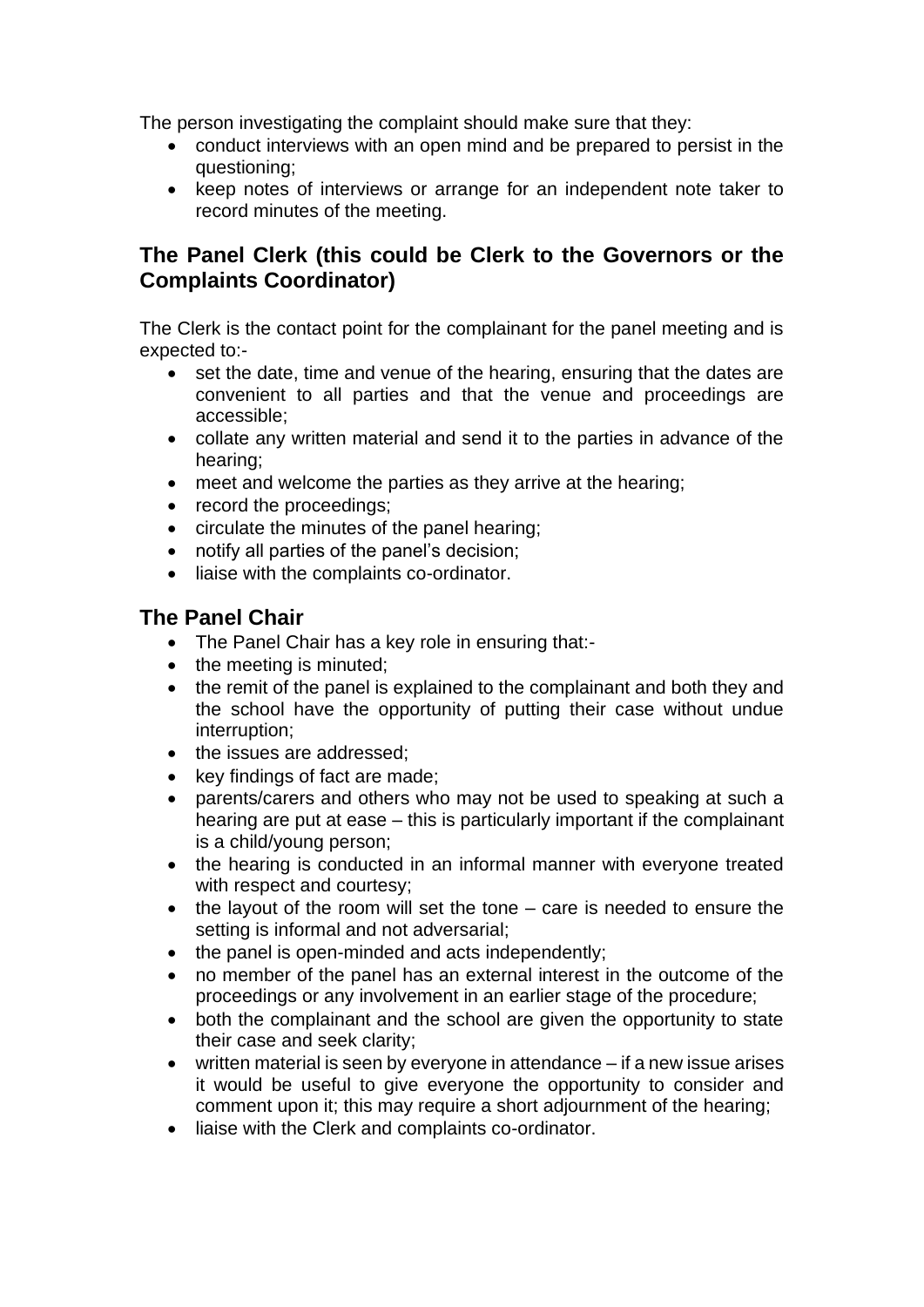The person investigating the complaint should make sure that they:

- conduct interviews with an open mind and be prepared to persist in the questioning;
- keep notes of interviews or arrange for an independent note taker to record minutes of the meeting.

## The Panel Clerk (this could be Clerk to the Governors or the Complaints Coordinator)

The Clerk is the contact point for the complainant for the panel meeting and is expected to:-

- set the date, time and venue of the hearing, ensuring that the dates are convenient to all parties and that the venue and proceedings are accessible;
- collate any written material and send it to the parties in advance of the hearing;
- meet and welcome the parties as they arrive at the hearing;
- record the proceedings;
- circulate the minutes of the panel hearing;
- notify all parties of the panel's decision;
- liaise with the complaints co-ordinator.

## The Panel Chair

- The Panel Chair has a key role in ensuring that:-
- the meeting is minuted;
- the remit of the panel is explained to the complainant and both they and the school have the opportunity of putting their case without undue interruption;
- the issues are addressed;
- key findings of fact are made;
- parents/carers and others who may not be used to speaking at such a hearing are put at ease – this is particularly important if the complainant is a child/young person;
- the hearing is conducted in an informal manner with everyone treated with respect and courtesy;
- the layout of the room will set the tone – care is needed to ensure the setting is informal and not adversarial;
- the panel is open-minded and acts independently;
- no member of the panel has an external interest in the outcome of the proceedings or any involvement in an earlier stage of the procedure;
- both the complainant and the school are given the opportunity to state their case and seek clarity;
- written material is seen by everyone in attendance – if a new issue arises it would be useful to give everyone the opportunity to consider and comment upon it; this may require a short adjournment of the hearing;
- liaise with the Clerk and complaints co-ordinator.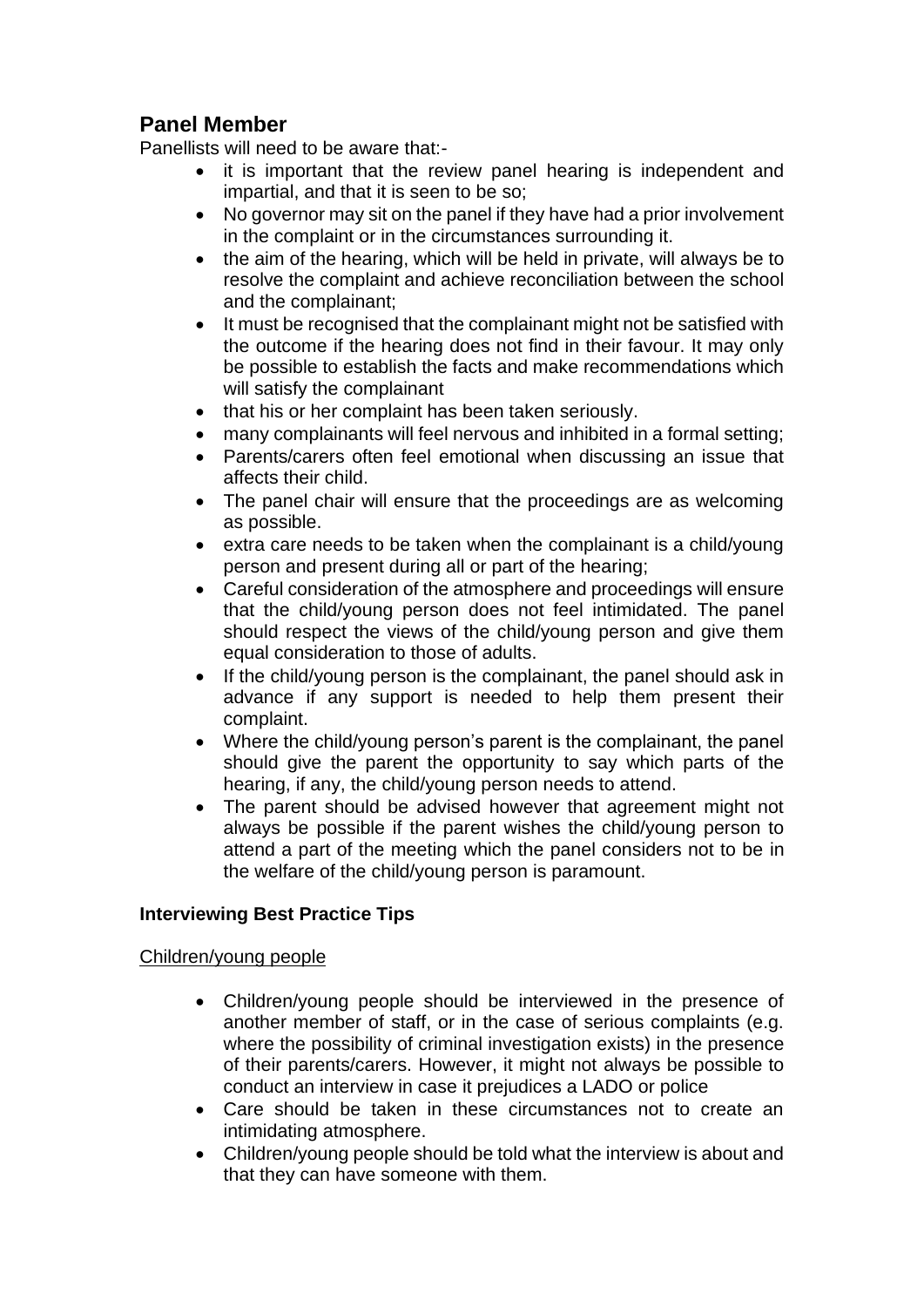## Panel Member

Panellists will need to be aware that:-

- it is important that the review panel hearing is independent and impartial, and that it is seen to be so;
- No governor may sit on the panel if they have had a prior involvement in the complaint or in the circumstances surrounding it.
- the aim of the hearing, which will be held in private, will always be to resolve the complaint and achieve reconciliation between the school and the complainant;
- It must be recognised that the complainant might not be satisfied with the outcome if the hearing does not find in their favour. It may only be possible to establish the facts and make recommendations which will satisfy the complainant
- that his or her complaint has been taken seriously.
- many complainants will feel nervous and inhibited in a formal setting;
- Parents/carers often feel emotional when discussing an issue that affects their child.
- The panel chair will ensure that the proceedings are as welcoming as possible.
- extra care needs to be taken when the complainant is a child/young person and present during all or part of the hearing;
- Careful consideration of the atmosphere and proceedings will ensure that the child/young person does not feel intimidated. The panel should respect the views of the child/young person and give them equal consideration to those of adults.
- If the child/young person is the complainant, the panel should ask in advance if any support is needed to help them present their complaint.
- Where the child/young person's parent is the complainant, the panel should give the parent the opportunity to say which parts of the hearing, if any, the child/young person needs to attend.
- The parent should be advised however that agreement might not always be possible if the parent wishes the child/young person to attend a part of the meeting which the panel considers not to be in the welfare of the child/young person is paramount.

### Interviewing Best Practice Tips

Children/young people

- Children/young people should be interviewed in the presence of another member of staff, or in the case of serious complaints (e.g. where the possibility of criminal investigation exists) in the presence of their parents/carers. However, it might not always be possible to conduct an interview in case it prejudices a LADO or police
- Care should be taken in these circumstances not to create an intimidating atmosphere.
- Children/young people should be told what the interview is about and that they can have someone with them.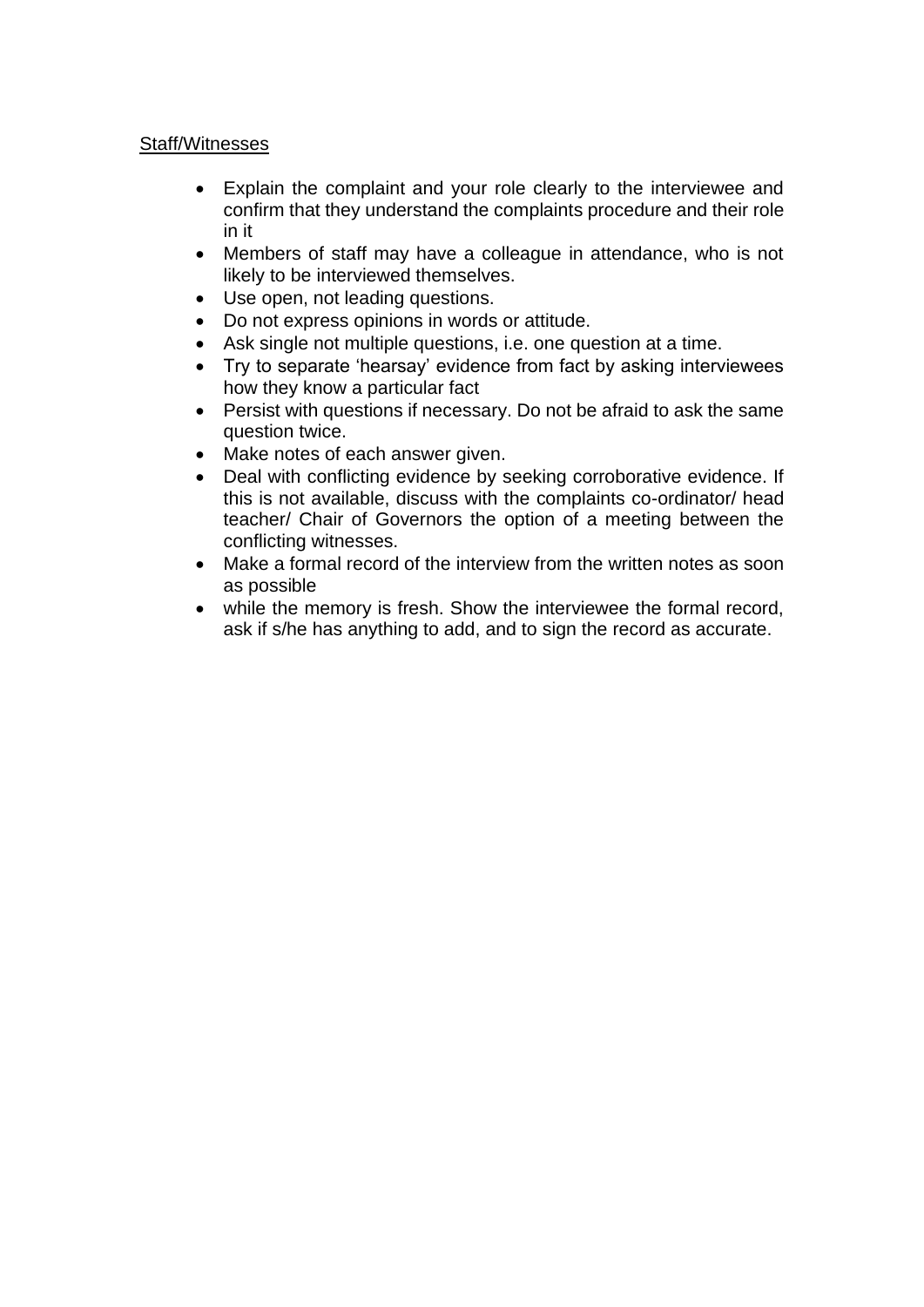Staff/Witnesses

- Explain the complaint and your role clearly to the interviewee and confirm that they understand the complaints procedure and their role in it
- Members of staff may have a colleague in attendance, who is not likely to be interviewed themselves.
- Use open, not leading questions.
- Do not express opinions in words or attitude.
- Ask single not multiple questions, i.e. one question at a time.
- Try to separate 'hearsay' evidence from fact by asking interviewees how they know a particular fact
- Persist with questions if necessary. Do not be afraid to ask the same question twice.
- Make notes of each answer given.
- Deal with conflicting evidence by seeking corroborative evidence. If this is not available, discuss with the complaints co-ordinator/ head teacher/ Chair of Governors the option of a meeting between the conflicting witnesses.
- Make a formal record of the interview from the written notes as soon as possible
- while the memory is fresh. Show the interviewee the formal record, ask if s/he has anything to add, and to sign the record as accurate.